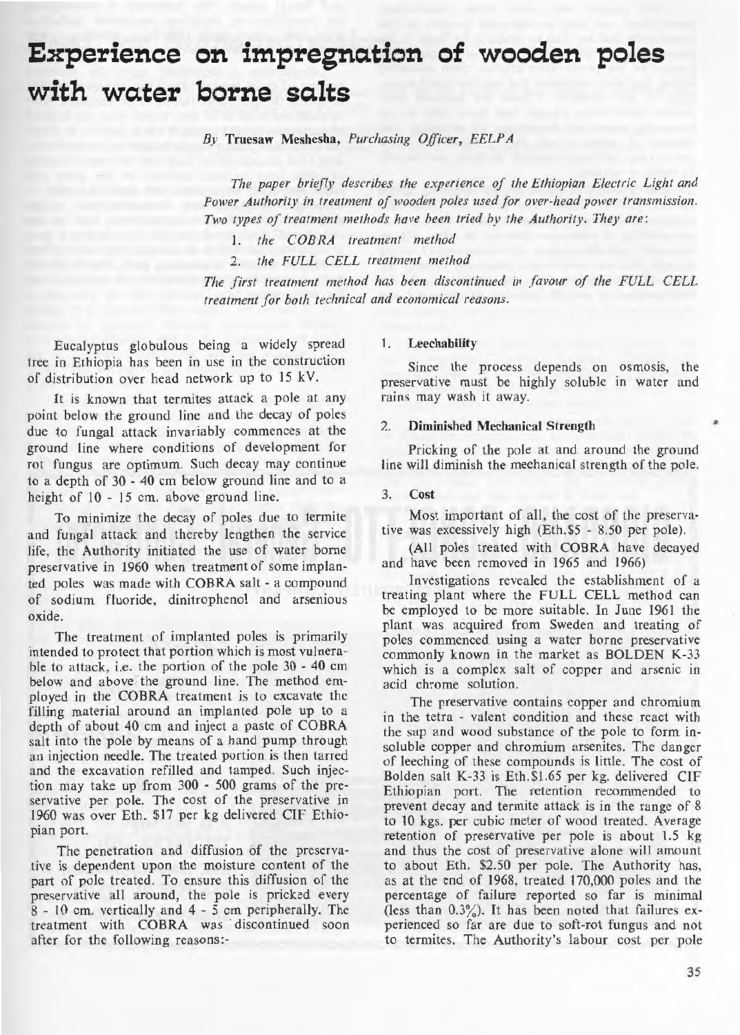# Experience on impregnation of wooden poles with water borne salts

*By* **Truesaw Meshesha**, *Purchasing Officer, EELPA*

*The paper briefly describes the experience of the Ethiopian Electric Light and Power Authority in treatment of wooden poles used for over-head power transmission. Two types of treatment methods have been tried by the Authority. They are:*

1. *the COBRA treatment method*
2. *the FULL CELL treatment method*

*The first treatment method has been discontinued in favour of the FULL CELL treatment for both technical and economical reasons.*

Eucalyptus globulous being a widely spread tree in Ethiopia has been in use in the construction of distribution over head network up to 15 kV.

It is known that termites attack a pole at any point below the ground line and the decay of poles due to fungal attack invariably commences at the ground line where conditions of development for rot fungus are optimum. Such decay may continue to a depth of 30 - 40 cm below ground line and to a height of 10 - 15 cm. above ground line.

To minimize the decay of poles due to termite and fungal attack and thereby lengthen the service life, the Authority initiated the use of water borne preservative in 1960 when treatment of some implanted poles was made with COBRA salt - a compound of sodium fluoride, dinitrophenol and arsenious oxide.

The treatment of implanted poles is primarily intended to protect that portion which is most vulnerable to attack, i.e. the portion of the pole 30 - 40 cm below and above the ground line. The method employed in the COBRA treatment is to excavate the filling material around an implanted pole up to a depth of about 40 cm and inject a paste of COBRA salt into the pole by means of a hand pump through an injection needle. The treated portion is then tarred and the excavation refilled and tamped. Such injection may take up from 300 - 500 grams of the preservative per pole. The cost of the preservative in 1960 was over Eth. $17 per kg delivered CIF Ethiopian port.

The penetration and diffusion of the preservative is dependent upon the moisture content of the part of pole treated. To ensure this diffusion of the preservative all around, the pole is pricked every 8 - 10 cm. vertically and 4 - 5 cm peripherally. The treatment with COBRA was discontinued soon after for the following reasons:-

1. **Leechability**

Since the process depends on osmosis, the preservative must be highly soluble in water and rains may wash it away.

2. **Diminished Mechanical Strength**

Pricking of the pole at and around the ground line will diminish the mechanical strength of the pole.

3. **Cost**

Most important of all, the cost of the preservative was excessively high (Eth.$5 - 8.50 per pole).

(All poles treated with COBRA have decayed and have been removed in 1965 and 1966)

Investigations revealed the establishment of a treating plant where the FULL CELL method can be employed to be more suitable. In June 1961 the plant was acquired from Sweden and treating of poles commenced using a water borne preservative commonly known in the market as BOLDEN K-33 which is a complex salt of copper and arsenic in acid chrome solution.

The preservative contains copper and chromium in the tetra - valent condition and these react with the sap and wood substance of the pole to form insoluble copper and chromium arsenites. The danger of leeching of these compounds is little. The cost of Bolden salt K-33 is Eth.$1.65 per kg. delivered CIF Ethiopian port. The retention recommended to prevent decay and termite attack is in the range of 8 to 10 kgs. per cubic meter of wood treated. Average retention of preservative per pole is about 1.5 kg and thus the cost of preservative alone will amount to about Eth. $2.50 per pole. The Authority has, as at the end of 1968, treated 170,000 poles and the percentage of failure reported so far is minimal (less than 0.3%). It has been noted that failures experienced so far are due to soft-rot fungus and not to termites. The Authority's labour cost per pole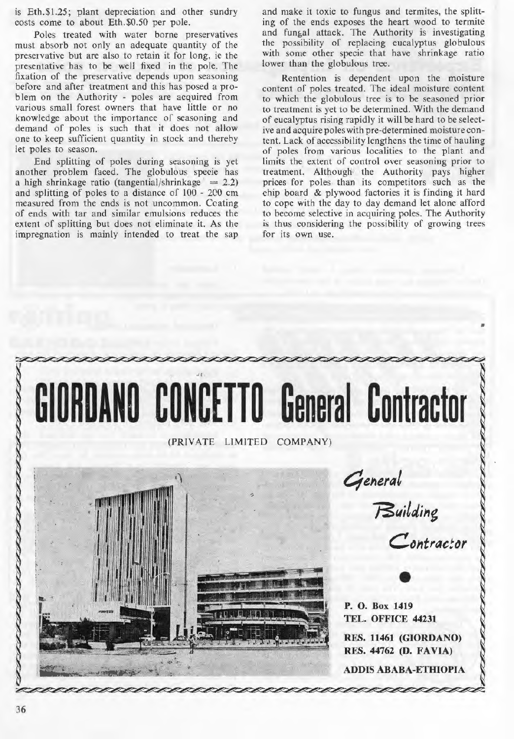is Eth.$1.25; plant depreciation and other sundry costs come to about Eth.$0.50 per pole.

Poles treated with water borne preservatives must absorb not only an adequate quantity of the preservative but are also to retain it for long, ie the presentative has to be well fixed in the pole. The fixation of the preservative depends upon seasoning before and after treatment and this has posed a problem on the Authority - poles are acquired from various small forest owners that have little or no knowledge about the importance of seasoning and demand of poles is such that it does not allow one to keep sufficient quantity in stock and thereby let poles to season.

End splitting of poles during seasoning is yet another problem faced. The globulous specie has a high shrinkage ratio (tangential/shrinkage = 2.2) and splitting of poles to a distance of 100 - 200 cm measured from the ends is not uncommon. Coating of ends with tar and similar emulsions reduces the extent of splitting but does not eliminate it. As the impregnation is mainly intended to treat the sap and make it toxic to fungus and termites, the splitting of the ends exposes the heart wood to termite and fungal attack. The Authority is investigating the possibility of replacing eucalyptus globulous with some other specie that have shrinkage ratio lower than the globulous tree.

Rentention is dependent upon the moisture content of poles treated. The ideal moisture content to which the globulous tree is to be seasoned prior to treatment is yet to be determined. With the demand of eucalyptus rising rapidly it will be hard to be selective and acquire poles with pre-determined moisture content. Lack of accessibility lengthens the time of hauling of poles from various localities to the plant and limits the extent of control over seasoning prior to treatment. Although the Authority pays higher prices for poles than its competitors such as the chip board & plywood factories it is finding it hard to cope with the day to day demand let alone afford to become selective in acquiring poles. The Authority is thus considering the possibility of growing trees for its own use.

# GIORDANO CONCETTO General Contractor

(PRIVATE LIMITED COMPANY)

*General Building Contractor*

**P. O. Box 1419**
**TEL. OFFICE 44231**

**RES. 11461 (GIORDANO)**
**RES. 44762 (D. FAVIA)**

**ADDIS ABABA-ETHIOPIA**